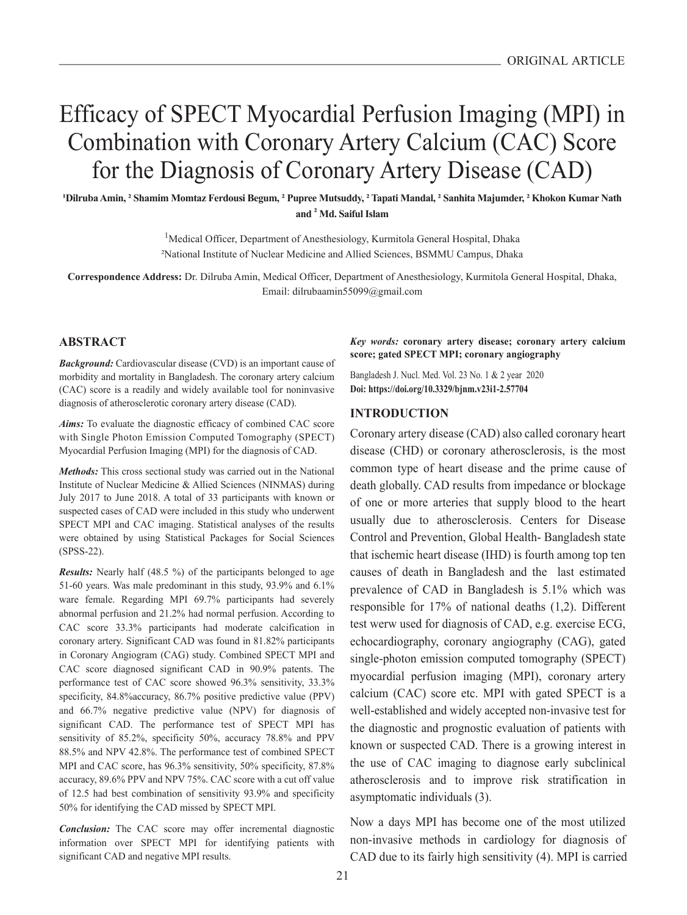# Efficacy of SPECT Myocardial Perfusion Imaging (MPI) in Combination with Coronary Artery Calcium (CAC) Score for the Diagnosis of Coronary Artery Disease (CAD)

**[1]Dilruba Amin, [2] Shamim Momtaz Ferdousi Begum, [2] Pupree Mutsuddy, [2] Tapati Mandal, [2] Sanhita Majumder, [2] Khokon Kumar Nath and [2] Md. Saiful Islam**

[1]Medical Officer, Department of Anesthesiology, Kurmitola General Hospital, Dhaka
[2]National Institute of Nuclear Medicine and Allied Sciences, BSMMU Campus, Dhaka

**Correspondence Address:** Dr. Dilruba Amin, Medical Officer, Department of Anesthesiology, Kurmitola General Hospital, Dhaka, Email: dilrubaamin55099@gmail.com

## ABSTRACT

***Background:*** Cardiovascular disease (CVD) is an important cause of morbidity and mortality in Bangladesh. The coronary artery calcium (CAC) score is a readily and widely available tool for noninvasive diagnosis of atherosclerotic coronary artery disease (CAD).

***Aims:*** To evaluate the diagnostic efficacy of combined CAC score with Single Photon Emission Computed Tomography (SPECT) Myocardial Perfusion Imaging (MPI) for the diagnosis of CAD.

***Methods:*** This cross sectional study was carried out in the National Institute of Nuclear Medicine & Allied Sciences (NINMAS) during July 2017 to June 2018. A total of 33 participants with known or suspected cases of CAD were included in this study who underwent SPECT MPI and CAC imaging. Statistical analyses of the results were obtained by using Statistical Packages for Social Sciences (SPSS-22).

***Results:*** Nearly half (48.5 %) of the participants belonged to age 51-60 years. Was male predominant in this study, 93.9% and 6.1% ware female. Regarding MPI 69.7% participants had severely abnormal perfusion and 21.2% had normal perfusion. According to CAC score 33.3% participants had moderate calcification in coronary artery. Significant CAD was found in 81.82% participants in Coronary Angiogram (CAG) study. Combined SPECT MPI and CAC score diagnosed significant CAD in 90.9% patents. The performance test of CAC score showed 96.3% sensitivity, 33.3% specificity, 84.8%accuracy, 86.7% positive predictive value (PPV) and 66.7% negative predictive value (NPV) for diagnosis of significant CAD. The performance test of SPECT MPI has sensitivity of 85.2%, specificity 50%, accuracy 78.8% and PPV 88.5% and NPV 42.8%. The performance test of combined SPECT MPI and CAC score, has 96.3% sensitivity, 50% specificity, 87.8% accuracy, 89.6% PPV and NPV 75%. CAC score with a cut off value of 12.5 had best combination of sensitivity 93.9% and specificity 50% for identifying the CAD missed by SPECT MPI.

***Conclusion:*** The CAC score may offer incremental diagnostic information over SPECT MPI for identifying patients with significant CAD and negative MPI results.

***Key words:*** **coronary artery disease; coronary artery calcium score; gated SPECT MPI; coronary angiography**

Bangladesh J. Nucl. Med. Vol. 23 No. 1 & 2 year 2020
**Doi: https://doi.org/10.3329/bjnm.v23i1-2.57704**

## INTRODUCTION

Coronary artery disease (CAD) also called coronary heart disease (CHD) or coronary atherosclerosis, is the most common type of heart disease and the prime cause of death globally. CAD results from impedance or blockage of one or more arteries that supply blood to the heart usually due to atherosclerosis. Centers for Disease Control and Prevention, Global Health- Bangladesh state that ischemic heart disease (IHD) is fourth among top ten causes of death in Bangladesh and the last estimated prevalence of CAD in Bangladesh is 5.1% which was responsible for 17% of national deaths (1,2). Different test werw used for diagnosis of CAD, e.g. exercise ECG, echocardiography, coronary angiography (CAG), gated single-photon emission computed tomography (SPECT) myocardial perfusion imaging (MPI), coronary artery calcium (CAC) score etc. MPI with gated SPECT is a well-established and widely accepted non-invasive test for the diagnostic and prognostic evaluation of patients with known or suspected CAD. There is a growing interest in the use of CAC imaging to diagnose early subclinical atherosclerosis and to improve risk stratification in asymptomatic individuals (3).

Now a days MPI has become one of the most utilized non-invasive methods in cardiology for diagnosis of CAD due to its fairly high sensitivity (4). MPI is carried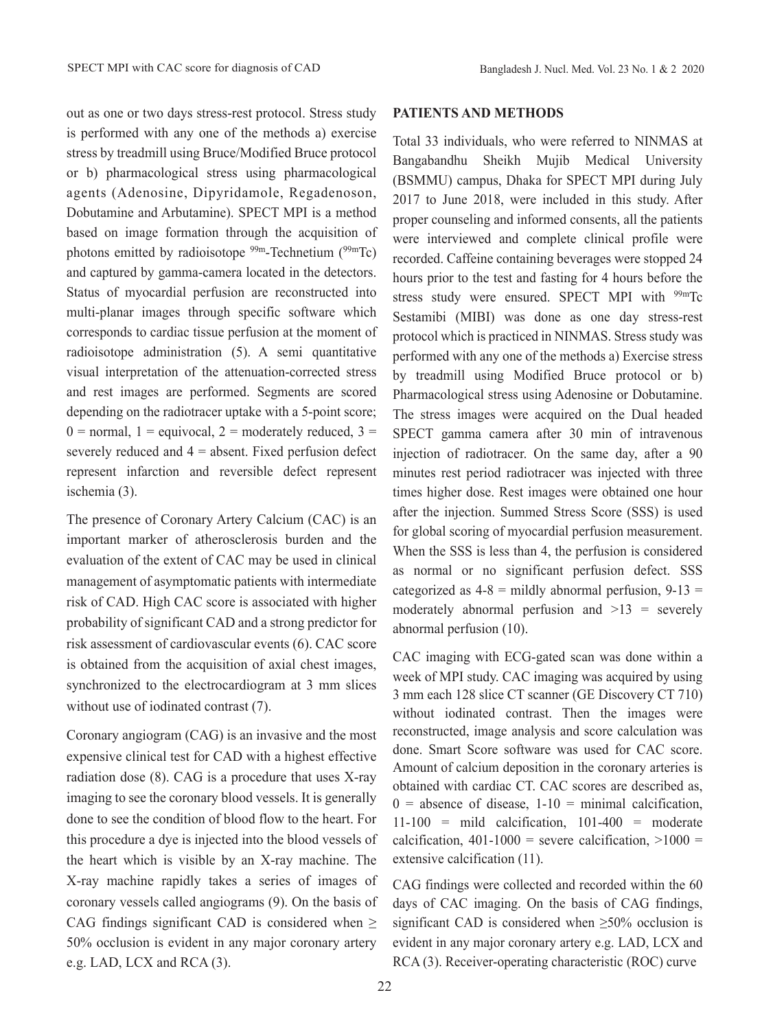out as one or two days stress-rest protocol. Stress study is performed with any one of the methods a) exercise stress by treadmill using Bruce/Modified Bruce protocol or b) pharmacological stress using pharmacological agents (Adenosine, Dipyridamole, Regadenoson, Dobutamine and Arbutamine). SPECT MPI is a method based on image formation through the acquisition of photons emitted by radioisotope $^{99m}$-Technetium ($^{99m}$Tc) and captured by gamma-camera located in the detectors. Status of myocardial perfusion are reconstructed into multi-planar images through specific software which corresponds to cardiac tissue perfusion at the moment of radioisotope administration (5). A semi quantitative visual interpretation of the attenuation-corrected stress and rest images are performed. Segments are scored depending on the radiotracer uptake with a 5-point score; 0 = normal, 1 = equivocal, 2 = moderately reduced, 3 = severely reduced and 4 = absent. Fixed perfusion defect represent infarction and reversible defect represent ischemia (3).

The presence of Coronary Artery Calcium (CAC) is an important marker of atherosclerosis burden and the evaluation of the extent of CAC may be used in clinical management of asymptomatic patients with intermediate risk of CAD. High CAC score is associated with higher probability of significant CAD and a strong predictor for risk assessment of cardiovascular events (6). CAC score is obtained from the acquisition of axial chest images, synchronized to the electrocardiogram at 3 mm slices without use of iodinated contrast (7).

Coronary angiogram (CAG) is an invasive and the most expensive clinical test for CAD with a highest effective radiation dose (8). CAG is a procedure that uses X-ray imaging to see the coronary blood vessels. It is generally done to see the condition of blood flow to the heart. For this procedure a dye is injected into the blood vessels of the heart which is visible by an X-ray machine. The X-ray machine rapidly takes a series of images of coronary vessels called angiograms (9). On the basis of CAG findings significant CAD is considered when ≥ 50% occlusion is evident in any major coronary artery e.g. LAD, LCX and RCA (3).

## PATIENTS AND METHODS

Total 33 individuals, who were referred to NINMAS at Bangabandhu Sheikh Mujib Medical University (BSMMU) campus, Dhaka for SPECT MPI during July 2017 to June 2018, were included in this study. After proper counseling and informed consents, all the patients were interviewed and complete clinical profile were recorded. Caffeine containing beverages were stopped 24 hours prior to the test and fasting for 4 hours before the stress study were ensured. SPECT MPI with $^{99m}$Tc Sestamibi (MIBI) was done as one day stress-rest protocol which is practiced in NINMAS. Stress study was performed with any one of the methods a) Exercise stress by treadmill using Modified Bruce protocol or b) Pharmacological stress using Adenosine or Dobutamine. The stress images were acquired on the Dual headed SPECT gamma camera after 30 min of intravenous injection of radiotracer. On the same day, after a 90 minutes rest period radiotracer was injected with three times higher dose. Rest images were obtained one hour after the injection. Summed Stress Score (SSS) is used for global scoring of myocardial perfusion measurement. When the SSS is less than 4, the perfusion is considered as normal or no significant perfusion defect. SSS categorized as 4-8 = mildly abnormal perfusion, 9-13 = moderately abnormal perfusion and >13 = severely abnormal perfusion (10).

CAC imaging with ECG-gated scan was done within a week of MPI study. CAC imaging was acquired by using 3 mm each 128 slice CT scanner (GE Discovery CT 710) without iodinated contrast. Then the images were reconstructed, image analysis and score calculation was done. Smart Score software was used for CAC score. Amount of calcium deposition in the coronary arteries is obtained with cardiac CT. CAC scores are described as, 0 = absence of disease, 1-10 = minimal calcification, 11-100 = mild calcification, 101-400 = moderate calcification, 401-1000 = severe calcification, >1000 = extensive calcification (11).

CAG findings were collected and recorded within the 60 days of CAC imaging. On the basis of CAG findings, significant CAD is considered when ≥50% occlusion is evident in any major coronary artery e.g. LAD, LCX and RCA (3). Receiver-operating characteristic (ROC) curve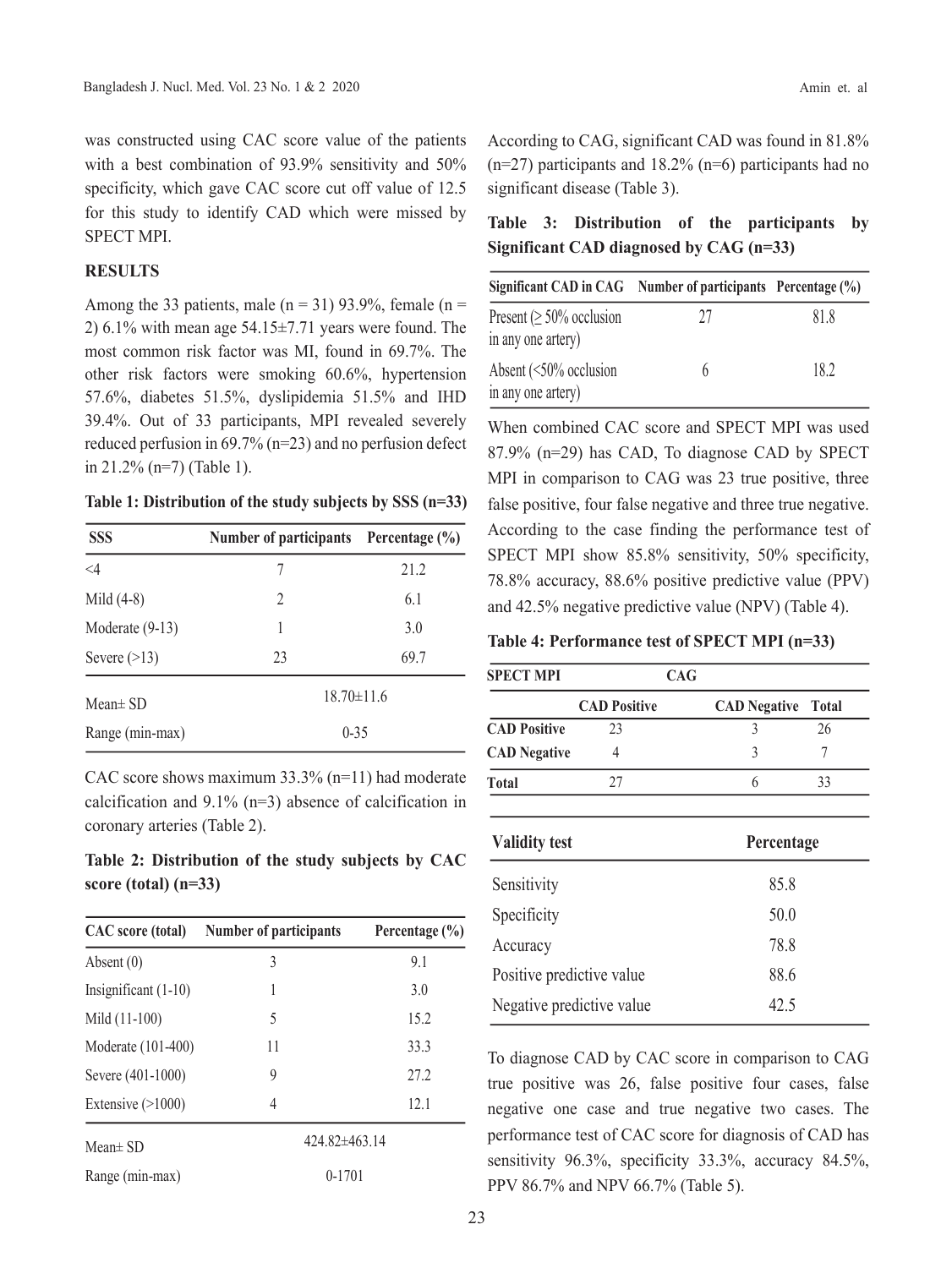was constructed using CAC score value of the patients with a best combination of 93.9% sensitivity and 50% specificity, which gave CAC score cut off value of 12.5 for this study to identify CAD which were missed by SPECT MPI.

## RESULTS

Among the 33 patients, male (n = 31) 93.9%, female (n = 2) 6.1% with mean age 54.15±7.71 years were found. The most common risk factor was MI, found in 69.7%. The other risk factors were smoking 60.6%, hypertension 57.6%, diabetes 51.5%, dyslipidemia 51.5% and IHD 39.4%. Out of 33 participants, MPI revealed severely reduced perfusion in 69.7% (n=23) and no perfusion defect in 21.2% (n=7) (Table 1).

**Table 1: Distribution of the study subjects by SSS (n=33)**

| SSS | Number of participants | Percentage (%) |
|---|---|---|
| <4 | 7 | 21.2 |
| Mild (4-8) | 2 | 6.1 |
| Moderate (9-13) | 1 | 3.0 |
| Severe (>13) | 23 | 69.7 |
| Mean± SD | 18.70±11.6 | |
| Range (min-max) | 0-35 | |

CAC score shows maximum 33.3% (n=11) had moderate calcification and 9.1% (n=3) absence of calcification in coronary arteries (Table 2).

**Table 2: Distribution of the study subjects by CAC score (total) (n=33)**

| CAC score (total) | Number of participants | Percentage (%) |
|---|---|---|
| Absent (0) | 3 | 9.1 |
| Insignificant (1-10) | 1 | 3.0 |
| Mild (11-100) | 5 | 15.2 |
| Moderate (101-400) | 11 | 33.3 |
| Severe (401-1000) | 9 | 27.2 |
| Extensive (>1000) | 4 | 12.1 |
| Mean± SD | 424.82±463.14 | |
| Range (min-max) | 0-1701 | |

According to CAG, significant CAD was found in 81.8% (n=27) participants and 18.2% (n=6) participants had no significant disease (Table 3).

**Table 3: Distribution of the participants by Significant CAD diagnosed by CAG (n=33)**

| Significant CAD in CAG | Number of participants | Percentage (%) |
|---|---|---|
| Present (≥ 50% occlusion in any one artery) | 27 | 81.8 |
| Absent (<50% occlusion in any one artery) | 6 | 18.2 |

When combined CAC score and SPECT MPI was used 87.9% (n=29) has CAD, To diagnose CAD by SPECT MPI in comparison to CAG was 23 true positive, three false positive, four false negative and three true negative. According to the case finding the performance test of SPECT MPI show 85.8% sensitivity, 50% specificity, 78.8% accuracy, 88.6% positive predictive value (PPV) and 42.5% negative predictive value (NPV) (Table 4).

**Table 4: Performance test of SPECT MPI (n=33)**

| SPECT MPI | CAG | | |
|---|---|---|---|
| | CAD Positive | CAD Negative | Total |
| CAD Positive | 23 | 3 | 26 |
| CAD Negative | 4 | 3 | 7 |
| Total | 27 | 6 | 33 |

| Validity test | Percentage |
|---|---|
| Sensitivity | 85.8 |
| Specificity | 50.0 |
| Accuracy | 78.8 |
| Positive predictive value | 88.6 |
| Negative predictive value | 42.5 |

To diagnose CAD by CAC score in comparison to CAG true positive was 26, false positive four cases, false negative one case and true negative two cases. The performance test of CAC score for diagnosis of CAD has sensitivity 96.3%, specificity 33.3%, accuracy 84.5%, PPV 86.7% and NPV 66.7% (Table 5).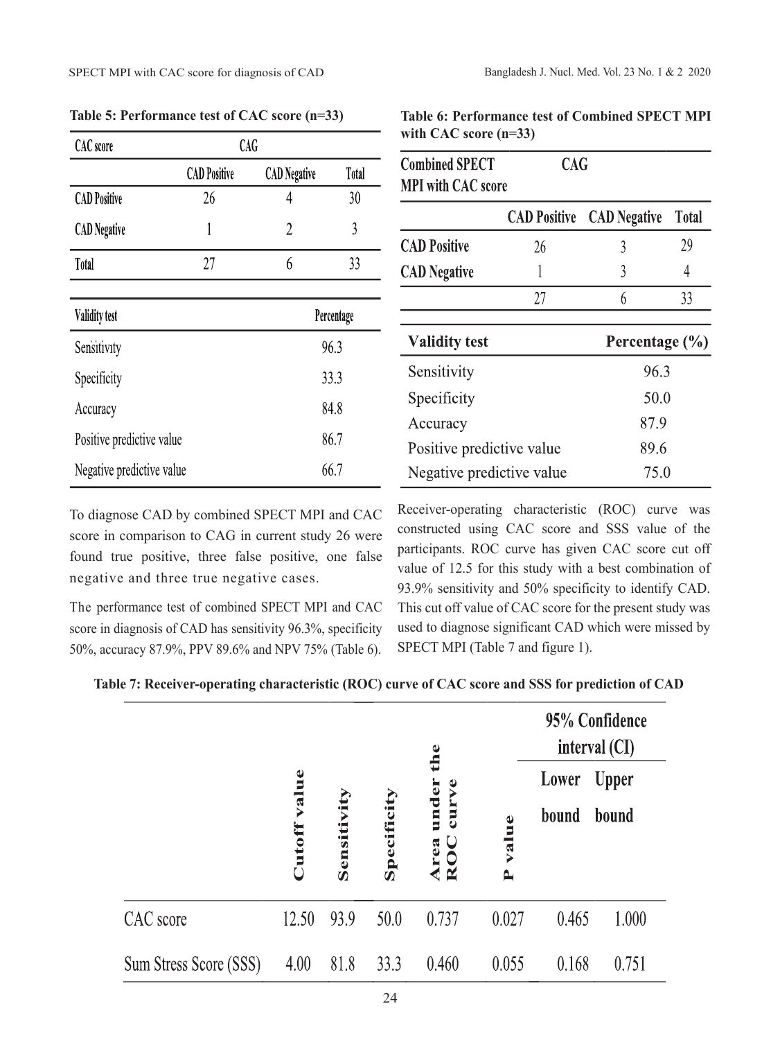**Table 5: Performance test of CAC score (n=33)**

| CAC score | CAG | | |
|---|---|---|---|
| | CAD Positive | CAD Negative | Total |
| CAD Positive | 26 | 4 | 30 |
| CAD Negative | 1 | 2 | 3 |
| Total | 27 | 6 | 33 |

| Validity test | Percentage |
|---|---|
| Sensitivity | 96.3 |
| Specificity | 33.3 |
| Accuracy | 84.8 |
| Positive predictive value | 86.7 |
| Negative predictive value | 66.7 |

To diagnose CAD by combined SPECT MPI and CAC score in comparison to CAG in current study 26 were found true positive, three false positive, one false negative and three true negative cases.

The performance test of combined SPECT MPI and CAC score in diagnosis of CAD has sensitivity 96.3%, specificity 50%, accuracy 87.9%, PPV 89.6% and NPV 75% (Table 6).

**Table 6: Performance test of Combined SPECT MPI with CAC score (n=33)**

| Combined SPECT MPI with CAC score | CAG | | |
|---|---|---|---|
| | CAD Positive | CAD Negative | Total |
| CAD Positive | 26 | 3 | 29 |
| CAD Negative | 1 | 3 | 4 |
| | 27 | 6 | 33 |

| Validity test | Percentage (%) |
|---|---|
| Sensitivity | 96.3 |
| Specificity | 50.0 |
| Accuracy | 87.9 |
| Positive predictive value | 89.6 |
| Negative predictive value | 75.0 |

Receiver-operating characteristic (ROC) curve was constructed using CAC score and SSS value of the participants. ROC curve has given CAC score cut off value of 12.5 for this study with a best combination of 93.9% sensitivity and 50% specificity to identify CAD. This cut off value of CAC score for the present study was used to diagnose significant CAD which were missed by SPECT MPI (Table 7 and figure 1).

**Table 7: Receiver-operating characteristic (ROC) curve of CAC score and SSS for prediction of CAD**

| | Cutoff value | Sensitivity | Specificity | Area under the ROC curve | P value | 95% Confidence interval (CI) | |
|---|---|---|---|---|---|---|---|
| | | | | | | Lower bound | Upper bound |
| CAC score | 12.50 | 93.9 | 50.0 | 0.737 | 0.027 | 0.465 | 1.000 |
| Sum Stress Score (SSS) | 4.00 | 81.8 | 33.3 | 0.460 | 0.055 | 0.168 | 0.751 |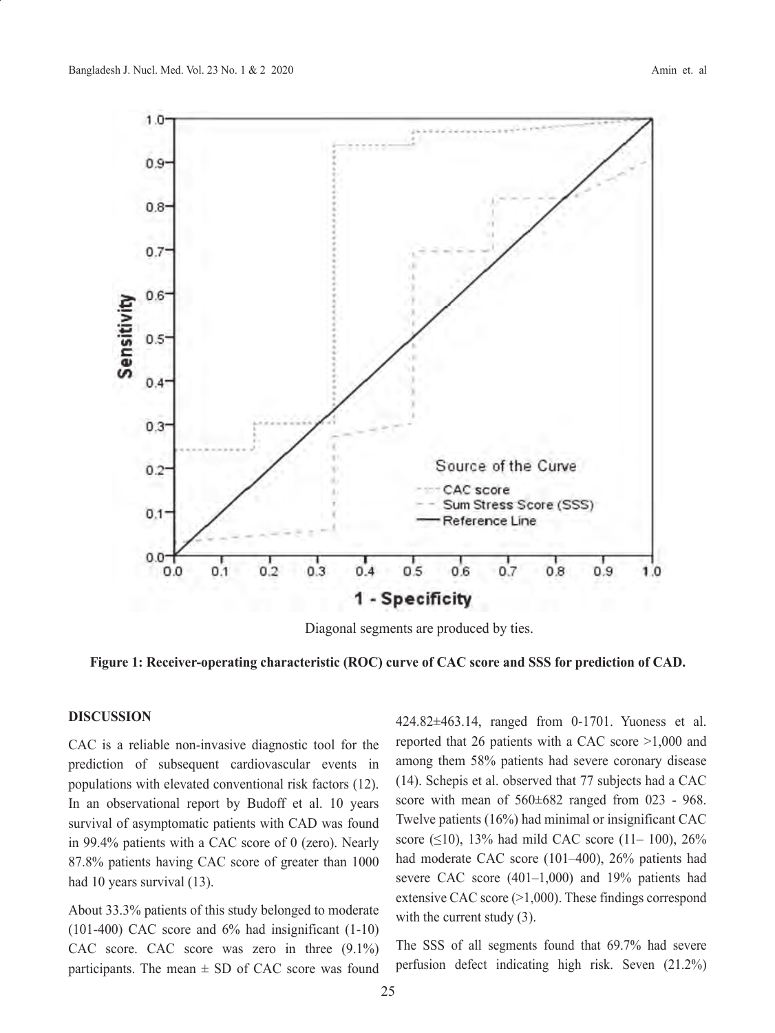Diagonal segments are produced by ties.

**Figure 1: Receiver-operating characteristic (ROC) curve of CAC score and SSS for prediction of CAD.**

## DISCUSSION

CAC is a reliable non-invasive diagnostic tool for the prediction of subsequent cardiovascular events in populations with elevated conventional risk factors (12). In an observational report by Budoff et al. 10 years survival of asymptomatic patients with CAD was found in 99.4% patients with a CAC score of 0 (zero). Nearly 87.8% patients having CAC score of greater than 1000 had 10 years survival (13).

About 33.3% patients of this study belonged to moderate (101-400) CAC score and 6% had insignificant (1-10) CAC score. CAC score was zero in three (9.1%) participants. The mean ± SD of CAC score was found 424.82±463.14, ranged from 0-1701. Yuoness et al. reported that 26 patients with a CAC score >1,000 and among them 58% patients had severe coronary disease (14). Schepis et al. observed that 77 subjects had a CAC score with mean of 560±682 ranged from 023 - 968. Twelve patients (16%) had minimal or insignificant CAC score (≤10), 13% had mild CAC score (11– 100), 26% had moderate CAC score (101–400), 26% patients had severe CAC score (401–1,000) and 19% patients had extensive CAC score (>1,000). These findings correspond with the current study (3).

The SSS of all segments found that 69.7% had severe perfusion defect indicating high risk. Seven (21.2%)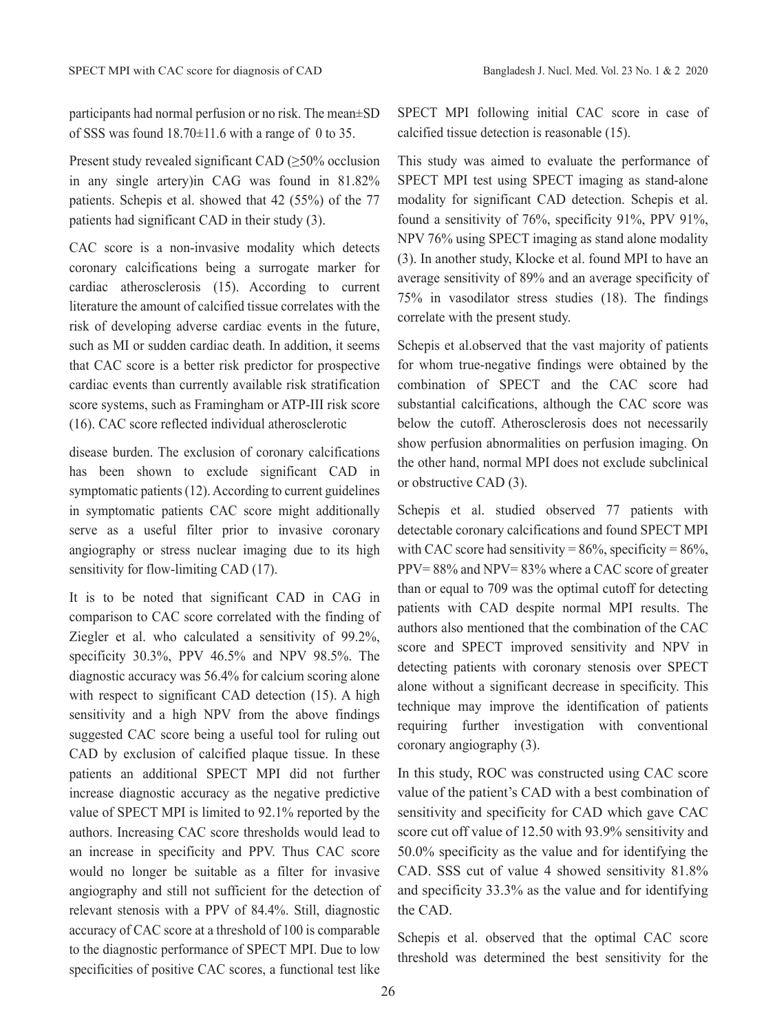participants had normal perfusion or no risk. The mean±SD of SSS was found 18.70±11.6 with a range of 0 to 35.

Present study revealed significant CAD (≥50% occlusion in any single artery)in CAG was found in 81.82% patients. Schepis et al. showed that 42 (55%) of the 77 patients had significant CAD in their study (3).

CAC score is a non-invasive modality which detects coronary calcifications being a surrogate marker for cardiac atherosclerosis (15). According to current literature the amount of calcified tissue correlates with the risk of developing adverse cardiac events in the future, such as MI or sudden cardiac death. In addition, it seems that CAC score is a better risk predictor for prospective cardiac events than currently available risk stratification score systems, such as Framingham or ATP-III risk score (16). CAC score reflected individual atherosclerotic disease burden. The exclusion of coronary calcifications has been shown to exclude significant CAD in symptomatic patients (12). According to current guidelines in symptomatic patients CAC score might additionally serve as a useful filter prior to invasive coronary angiography or stress nuclear imaging due to its high sensitivity for flow-limiting CAD (17).

It is to be noted that significant CAD in CAG in comparison to CAC score correlated with the finding of Ziegler et al. who calculated a sensitivity of 99.2%, specificity 30.3%, PPV 46.5% and NPV 98.5%. The diagnostic accuracy was 56.4% for calcium scoring alone with respect to significant CAD detection (15). A high sensitivity and a high NPV from the above findings suggested CAC score being a useful tool for ruling out CAD by exclusion of calcified plaque tissue. In these patients an additional SPECT MPI did not further increase diagnostic accuracy as the negative predictive value of SPECT MPI is limited to 92.1% reported by the authors. Increasing CAC score thresholds would lead to an increase in specificity and PPV. Thus CAC score would no longer be suitable as a filter for invasive angiography and still not sufficient for the detection of relevant stenosis with a PPV of 84.4%. Still, diagnostic accuracy of CAC score at a threshold of 100 is comparable to the diagnostic performance of SPECT MPI. Due to low specificities of positive CAC scores, a functional test like SPECT MPI following initial CAC score in case of calcified tissue detection is reasonable (15).

This study was aimed to evaluate the performance of SPECT MPI test using SPECT imaging as stand-alone modality for significant CAD detection. Schepis et al. found a sensitivity of 76%, specificity 91%, PPV 91%, NPV 76% using SPECT imaging as stand alone modality (3). In another study, Klocke et al. found MPI to have an average sensitivity of 89% and an average specificity of 75% in vasodilator stress studies (18). The findings correlate with the present study.

Schepis et al.observed that the vast majority of patients for whom true-negative findings were obtained by the combination of SPECT and the CAC score had substantial calcifications, although the CAC score was below the cutoff. Atherosclerosis does not necessarily show perfusion abnormalities on perfusion imaging. On the other hand, normal MPI does not exclude subclinical or obstructive CAD (3).

Schepis et al. studied observed 77 patients with detectable coronary calcifications and found SPECT MPI with CAC score had sensitivity = 86%, specificity = 86%, PPV= 88% and NPV= 83% where a CAC score of greater than or equal to 709 was the optimal cutoff for detecting patients with CAD despite normal MPI results. The authors also mentioned that the combination of the CAC score and SPECT improved sensitivity and NPV in detecting patients with coronary stenosis over SPECT alone without a significant decrease in specificity. This technique may improve the identification of patients requiring further investigation with conventional coronary angiography (3).

In this study, ROC was constructed using CAC score value of the patient's CAD with a best combination of sensitivity and specificity for CAD which gave CAC score cut off value of 12.50 with 93.9% sensitivity and 50.0% specificity as the value and for identifying the CAD. SSS cut of value 4 showed sensitivity 81.8% and specificity 33.3% as the value and for identifying the CAD.

Schepis et al. observed that the optimal CAC score threshold was determined the best sensitivity for the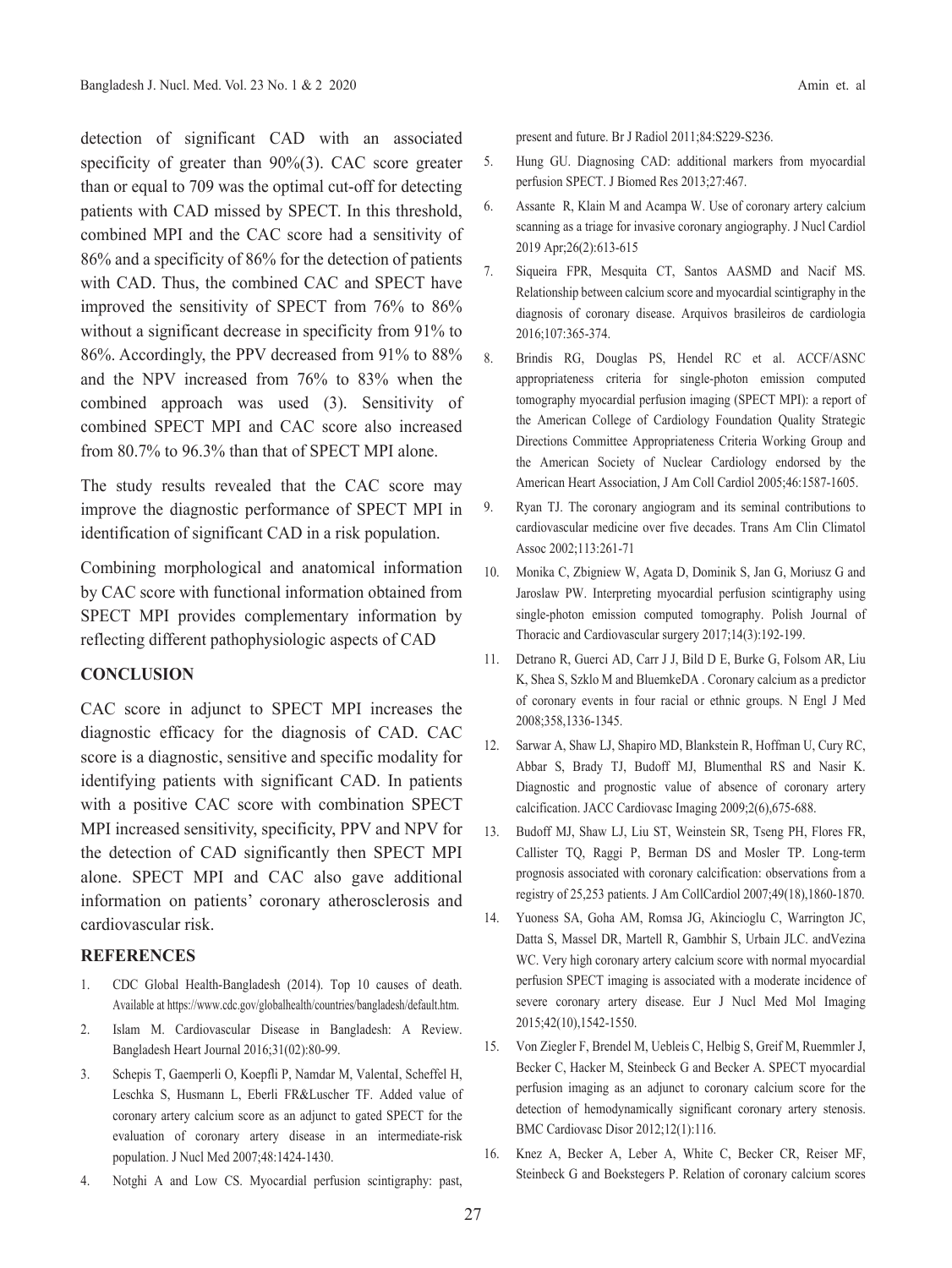detection of significant CAD with an associated specificity of greater than 90%(3). CAC score greater than or equal to 709 was the optimal cut-off for detecting patients with CAD missed by SPECT. In this threshold, combined MPI and the CAC score had a sensitivity of 86% and a specificity of 86% for the detection of patients with CAD. Thus, the combined CAC and SPECT have improved the sensitivity of SPECT from 76% to 86% without a significant decrease in specificity from 91% to 86%. Accordingly, the PPV decreased from 91% to 88% and the NPV increased from 76% to 83% when the combined approach was used (3). Sensitivity of combined SPECT MPI and CAC score also increased from 80.7% to 96.3% than that of SPECT MPI alone.

The study results revealed that the CAC score may improve the diagnostic performance of SPECT MPI in identification of significant CAD in a risk population.

Combining morphological and anatomical information by CAC score with functional information obtained from SPECT MPI provides complementary information by reflecting different pathophysiologic aspects of CAD

## CONCLUSION

CAC score in adjunct to SPECT MPI increases the diagnostic efficacy for the diagnosis of CAD. CAC score is a diagnostic, sensitive and specific modality for identifying patients with significant CAD. In patients with a positive CAC score with combination SPECT MPI increased sensitivity, specificity, PPV and NPV for the detection of CAD significantly then SPECT MPI alone. SPECT MPI and CAC also gave additional information on patients' coronary atherosclerosis and cardiovascular risk.

## REFERENCES

1. CDC Global Health-Bangladesh (2014). Top 10 causes of death. Available at https://www.cdc.gov/globalhealth/countries/bangladesh/default.htm.
2. Islam M. Cardiovascular Disease in Bangladesh: A Review. Bangladesh Heart Journal 2016;31(02):80-99.
3. Schepis T, Gaemperli O, Koepfli P, Namdar M, ValentaI, Scheffel H, Leschka S, Husmann L, Eberli FR&Luscher TF. Added value of coronary artery calcium score as an adjunct to gated SPECT for the evaluation of coronary artery disease in an intermediate-risk population. J Nucl Med 2007;48:1424-1430.
4. Notghi A and Low CS. Myocardial perfusion scintigraphy: past, present and future. Br J Radiol 2011;84:S229-S236.
5. Hung GU. Diagnosing CAD: additional markers from myocardial perfusion SPECT. J Biomed Res 2013;27:467.
6. Assante R, Klain M and Acampa W. Use of coronary artery calcium scanning as a triage for invasive coronary angiography. J Nucl Cardiol 2019 Apr;26(2):613-615
7. Siqueira FPR, Mesquita CT, Santos AASMD and Nacif MS. Relationship between calcium score and myocardial scintigraphy in the diagnosis of coronary disease. Arquivos brasileiros de cardiologia 2016;107:365-374.
8. Brindis RG, Douglas PS, Hendel RC et al. ACCF/ASNC appropriateness criteria for single-photon emission computed tomography myocardial perfusion imaging (SPECT MPI): a report of the American College of Cardiology Foundation Quality Strategic Directions Committee Appropriateness Criteria Working Group and the American Society of Nuclear Cardiology endorsed by the American Heart Association, J Am Coll Cardiol 2005;46:1587-1605.
9. Ryan TJ. The coronary angiogram and its seminal contributions to cardiovascular medicine over five decades. Trans Am Clin Climatol Assoc 2002;113:261-71
10. Monika C, Zbigniew W, Agata D, Dominik S, Jan G, Moriusz G and Jaroslaw PW. Interpreting myocardial perfusion scintigraphy using single-photon emission computed tomography. Polish Journal of Thoracic and Cardiovascular surgery 2017;14(3):192-199.
11. Detrano R, Guerci AD, Carr J J, Bild D E, Burke G, Folsom AR, Liu K, Shea S, Szklo M and BluemkeDA . Coronary calcium as a predictor of coronary events in four racial or ethnic groups. N Engl J Med 2008;358,1336-1345.
12. Sarwar A, Shaw LJ, Shapiro MD, Blankstein R, Hoffman U, Cury RC, Abbar S, Brady TJ, Budoff MJ, Blumenthal RS and Nasir K. Diagnostic and prognostic value of absence of coronary artery calcification. JACC Cardiovasc Imaging 2009;2(6),675-688.
13. Budoff MJ, Shaw LJ, Liu ST, Weinstein SR, Tseng PH, Flores FR, Callister TQ, Raggi P, Berman DS and Mosler TP. Long-term prognosis associated with coronary calcification: observations from a registry of 25,253 patients. J Am CollCardiol 2007;49(18),1860-1870.
14. Yuoness SA, Goha AM, Romsa JG, Akincioglu C, Warrington JC, Datta S, Massel DR, Martell R, Gambhir S, Urbain JLC. andVezina WC. Very high coronary artery calcium score with normal myocardial perfusion SPECT imaging is associated with a moderate incidence of severe coronary artery disease. Eur J Nucl Med Mol Imaging 2015;42(10),1542-1550.
15. Von Ziegler F, Brendel M, Uebleis C, Helbig S, Greif M, Ruemmler J, Becker C, Hacker M, Steinbeck G and Becker A. SPECT myocardial perfusion imaging as an adjunct to coronary calcium score for the detection of hemodynamically significant coronary artery stenosis. BMC Cardiovasc Disor 2012;12(1):116.
16. Knez A, Becker A, Leber A, White C, Becker CR, Reiser MF, Steinbeck G and Boekstegers P. Relation of coronary calcium scores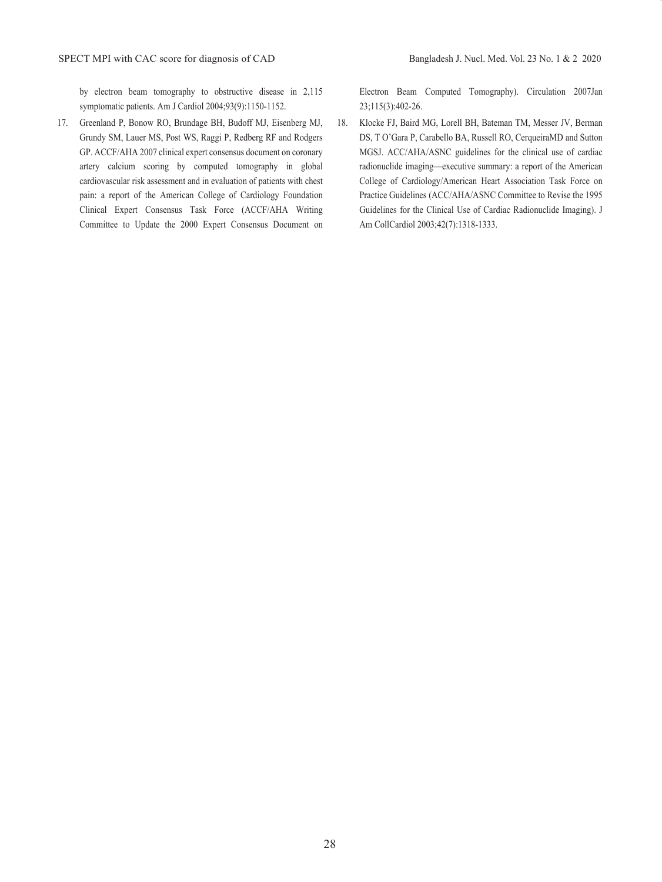by electron beam tomography to obstructive disease in 2,115 symptomatic patients. Am J Cardiol 2004;93(9):1150-1152.

17. Greenland P, Bonow RO, Brundage BH, Budoff MJ, Eisenberg MJ, Grundy SM, Lauer MS, Post WS, Raggi P, Redberg RF and Rodgers GP. ACCF/AHA 2007 clinical expert consensus document on coronary artery calcium scoring by computed tomography in global cardiovascular risk assessment and in evaluation of patients with chest pain: a report of the American College of Cardiology Foundation Clinical Expert Consensus Task Force (ACCF/AHA Writing Committee to Update the 2000 Expert Consensus Document on Electron Beam Computed Tomography). Circulation 2007Jan 23;115(3):402-26.

18. Klocke FJ, Baird MG, Lorell BH, Bateman TM, Messer JV, Berman DS, T O'Gara P, Carabello BA, Russell RO, CerqueiraMD and Sutton MGSJ. ACC/AHA/ASNC guidelines for the clinical use of cardiac radionuclide imaging—executive summary: a report of the American College of Cardiology/American Heart Association Task Force on Practice Guidelines (ACC/AHA/ASNC Committee to Revise the 1995 Guidelines for the Clinical Use of Cardiac Radionuclide Imaging). J Am CollCardiol 2003;42(7):1318-1333.